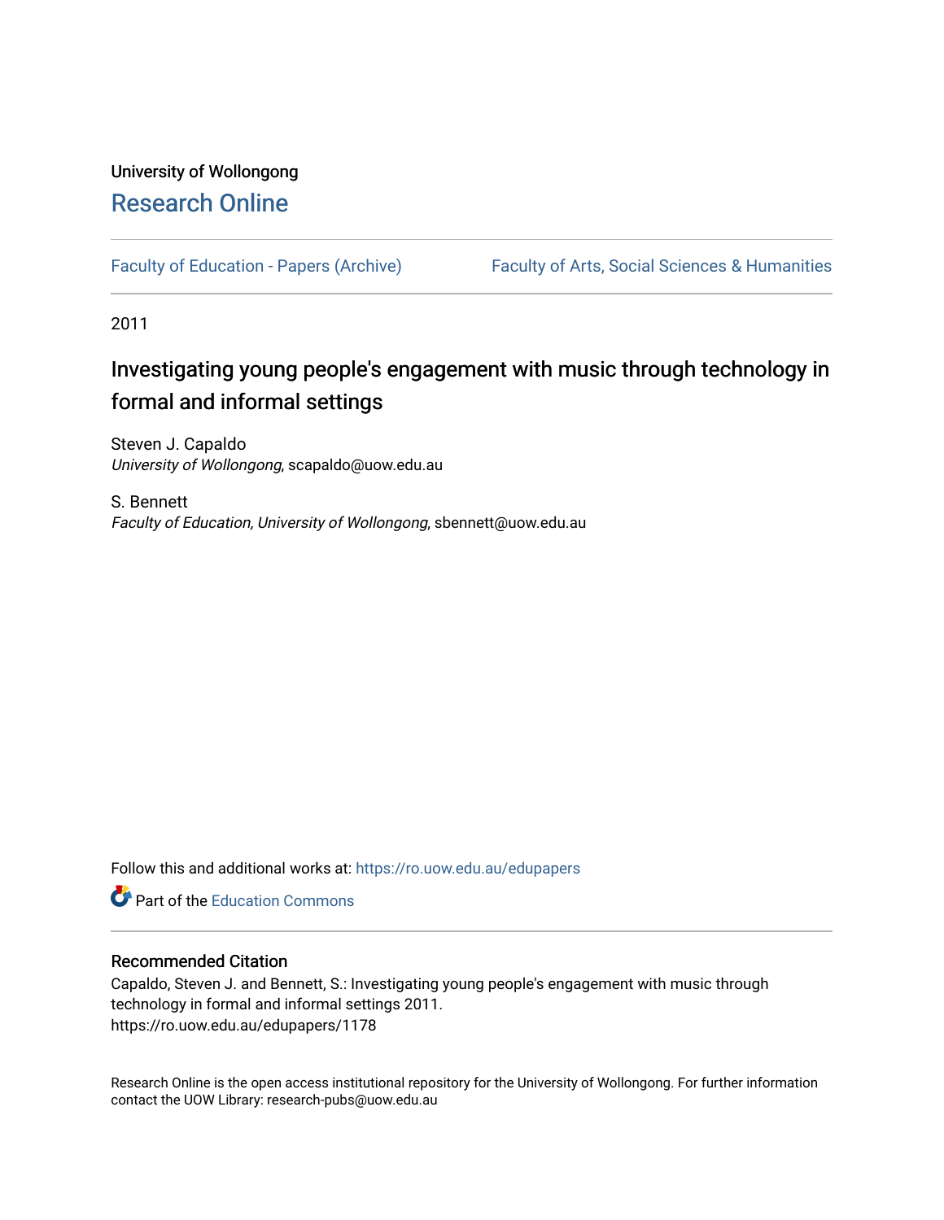University of Wollongong

# Research Online

Faculty of Education - Papers (Archive) | Faculty of Arts, Social Sciences & Humanities

2011

## Investigating young people's engagement with music through technology in formal and informal settings

Steven J. Capaldo
*University of Wollongong*, scapaldo@uow.edu.au

S. Bennett
*Faculty of Education, University of Wollongong*, sbennett@uow.edu.au

Follow this and additional works at: https://ro.uow.edu.au/edupapers

Part of the Education Commons

### Recommended Citation

Capaldo, Steven J. and Bennett, S.: Investigating young people's engagement with music through technology in formal and informal settings 2011.
https://ro.uow.edu.au/edupapers/1178

Research Online is the open access institutional repository for the University of Wollongong. For further information contact the UOW Library: research-pubs@uow.edu.au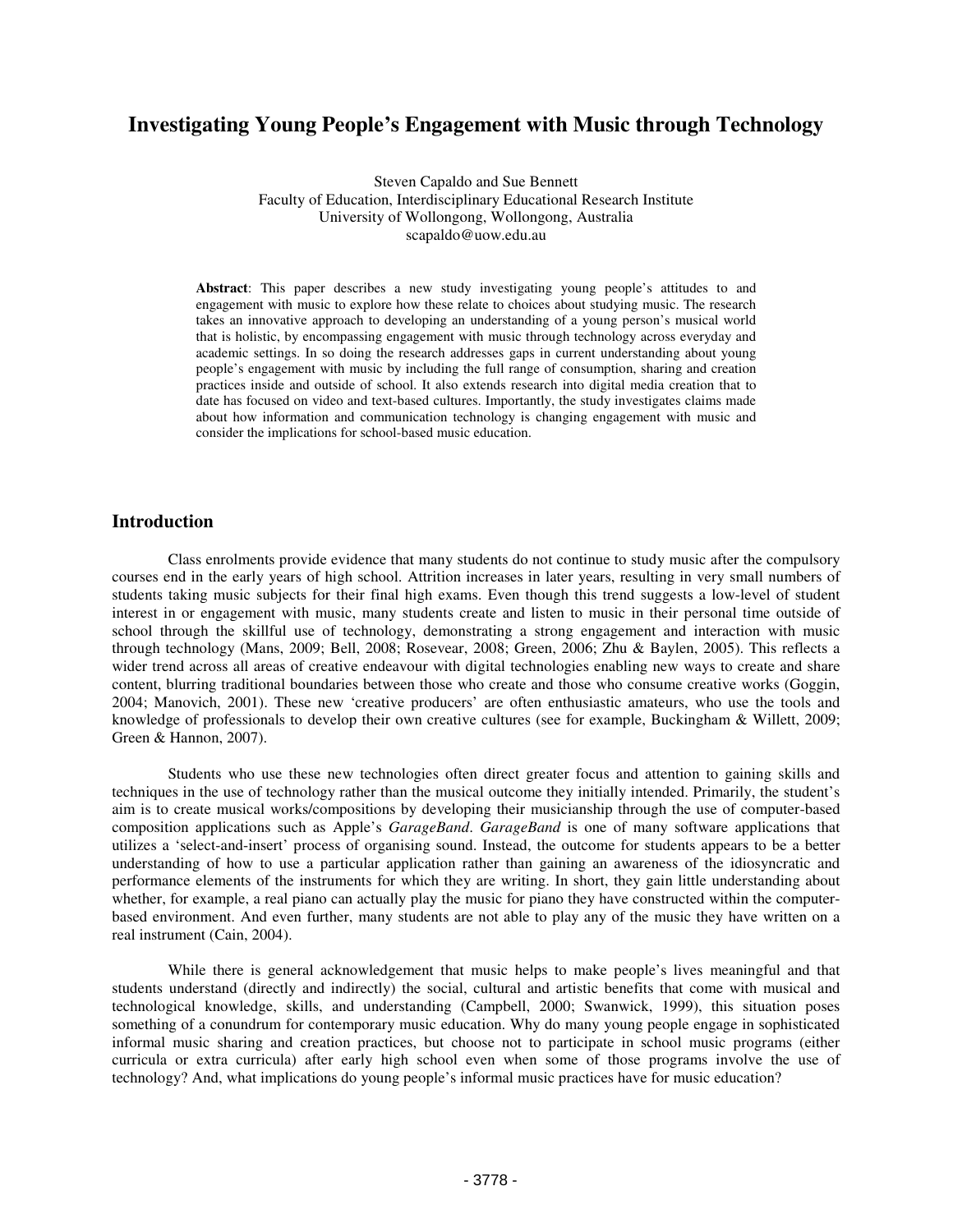# Investigating Young People's Engagement with Music through Technology

Steven Capaldo and Sue Bennett
Faculty of Education, Interdisciplinary Educational Research Institute
University of Wollongong, Wollongong, Australia
scapaldo@uow.edu.au

**Abstract**: This paper describes a new study investigating young people's attitudes to and engagement with music to explore how these relate to choices about studying music. The research takes an innovative approach to developing an understanding of a young person's musical world that is holistic, by encompassing engagement with music through technology across everyday and academic settings. In so doing the research addresses gaps in current understanding about young people's engagement with music by including the full range of consumption, sharing and creation practices inside and outside of school. It also extends research into digital media creation that to date has focused on video and text-based cultures. Importantly, the study investigates claims made about how information and communication technology is changing engagement with music and consider the implications for school-based music education.

## Introduction

Class enrolments provide evidence that many students do not continue to study music after the compulsory courses end in the early years of high school. Attrition increases in later years, resulting in very small numbers of students taking music subjects for their final high exams. Even though this trend suggests a low-level of student interest in or engagement with music, many students create and listen to music in their personal time outside of school through the skillful use of technology, demonstrating a strong engagement and interaction with music through technology (Mans, 2009; Bell, 2008; Rosevear, 2008; Green, 2006; Zhu & Baylen, 2005). This reflects a wider trend across all areas of creative endeavour with digital technologies enabling new ways to create and share content, blurring traditional boundaries between those who create and those who consume creative works (Goggin, 2004; Manovich, 2001). These new 'creative producers' are often enthusiastic amateurs, who use the tools and knowledge of professionals to develop their own creative cultures (see for example, Buckingham & Willett, 2009; Green & Hannon, 2007).

Students who use these new technologies often direct greater focus and attention to gaining skills and techniques in the use of technology rather than the musical outcome they initially intended. Primarily, the student's aim is to create musical works/compositions by developing their musicianship through the use of computer-based composition applications such as Apple's *GarageBand*. *GarageBand* is one of many software applications that utilizes a 'select-and-insert' process of organising sound. Instead, the outcome for students appears to be a better understanding of how to use a particular application rather than gaining an awareness of the idiosyncratic and performance elements of the instruments for which they are writing. In short, they gain little understanding about whether, for example, a real piano can actually play the music for piano they have constructed within the computer-based environment. And even further, many students are not able to play any of the music they have written on a real instrument (Cain, 2004).

While there is general acknowledgement that music helps to make people's lives meaningful and that students understand (directly and indirectly) the social, cultural and artistic benefits that come with musical and technological knowledge, skills, and understanding (Campbell, 2000; Swanwick, 1999), this situation poses something of a conundrum for contemporary music education. Why do many young people engage in sophisticated informal music sharing and creation practices, but choose not to participate in school music programs (either curricula or extra curricula) after early high school even when some of those programs involve the use of technology? And, what implications do young people's informal music practices have for music education?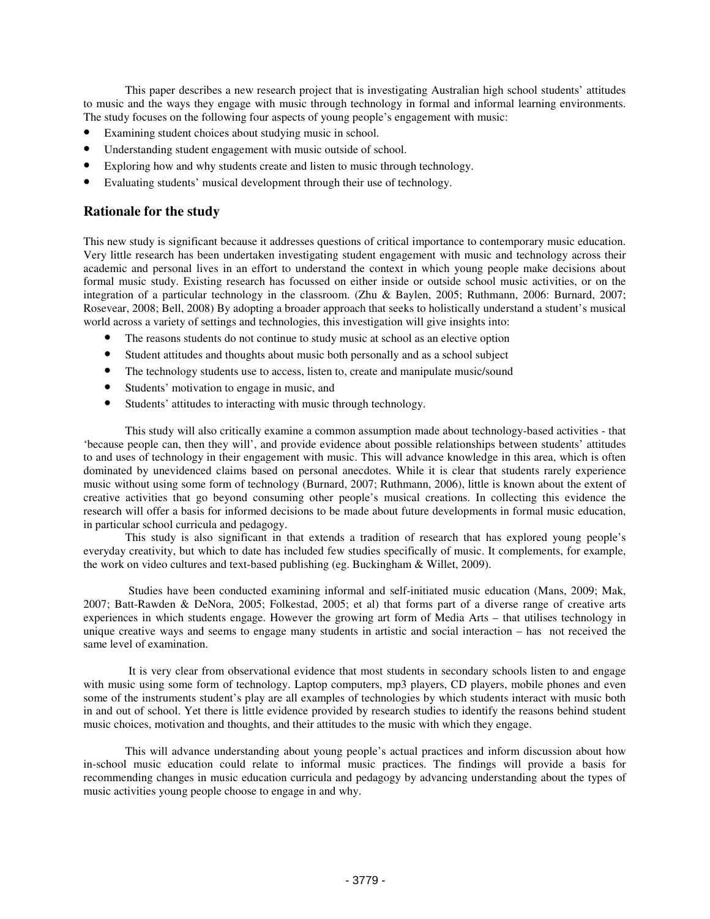This paper describes a new research project that is investigating Australian high school students' attitudes to music and the ways they engage with music through technology in formal and informal learning environments. The study focuses on the following four aspects of young people's engagement with music:

- Examining student choices about studying music in school.
- Understanding student engagement with music outside of school.
- Exploring how and why students create and listen to music through technology.
- Evaluating students' musical development through their use of technology.

## Rationale for the study

This new study is significant because it addresses questions of critical importance to contemporary music education. Very little research has been undertaken investigating student engagement with music and technology across their academic and personal lives in an effort to understand the context in which young people make decisions about formal music study. Existing research has focussed on either inside or outside school music activities, or on the integration of a particular technology in the classroom. (Zhu & Baylen, 2005; Ruthmann, 2006: Burnard, 2007; Rosevear, 2008; Bell, 2008) By adopting a broader approach that seeks to holistically understand a student's musical world across a variety of settings and technologies, this investigation will give insights into:

- The reasons students do not continue to study music at school as an elective option
- Student attitudes and thoughts about music both personally and as a school subject
- The technology students use to access, listen to, create and manipulate music/sound
- Students' motivation to engage in music, and
- Students' attitudes to interacting with music through technology.

This study will also critically examine a common assumption made about technology-based activities - that 'because people can, then they will', and provide evidence about possible relationships between students' attitudes to and uses of technology in their engagement with music. This will advance knowledge in this area, which is often dominated by unevidenced claims based on personal anecdotes. While it is clear that students rarely experience music without using some form of technology (Burnard, 2007; Ruthmann, 2006), little is known about the extent of creative activities that go beyond consuming other people's musical creations. In collecting this evidence the research will offer a basis for informed decisions to be made about future developments in formal music education, in particular school curricula and pedagogy.

This study is also significant in that extends a tradition of research that has explored young people's everyday creativity, but which to date has included few studies specifically of music. It complements, for example, the work on video cultures and text-based publishing (eg. Buckingham & Willet, 2009).

Studies have been conducted examining informal and self-initiated music education (Mans, 2009; Mak, 2007; Batt-Rawden & DeNora, 2005; Folkestad, 2005; et al) that forms part of a diverse range of creative arts experiences in which students engage. However the growing art form of Media Arts – that utilises technology in unique creative ways and seems to engage many students in artistic and social interaction – has not received the same level of examination.

It is very clear from observational evidence that most students in secondary schools listen to and engage with music using some form of technology. Laptop computers, mp3 players, CD players, mobile phones and even some of the instruments student's play are all examples of technologies by which students interact with music both in and out of school. Yet there is little evidence provided by research studies to identify the reasons behind student music choices, motivation and thoughts, and their attitudes to the music with which they engage.

This will advance understanding about young people's actual practices and inform discussion about how in-school music education could relate to informal music practices. The findings will provide a basis for recommending changes in music education curricula and pedagogy by advancing understanding about the types of music activities young people choose to engage in and why.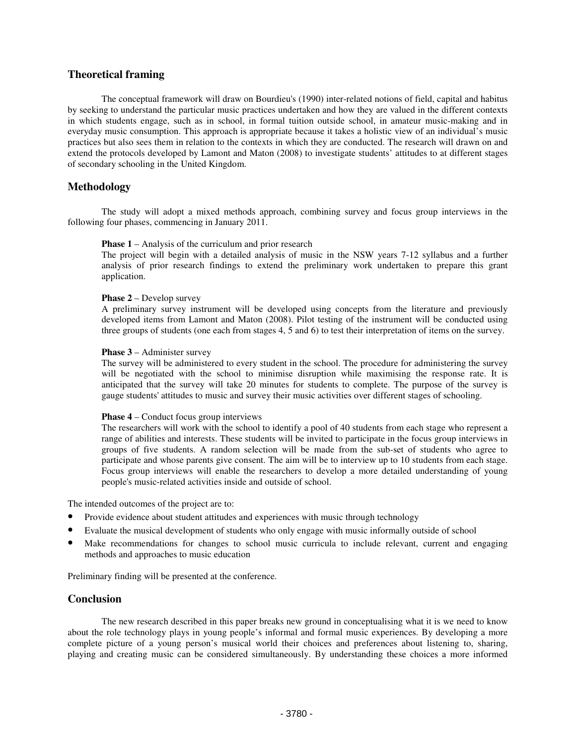## Theoretical framing

The conceptual framework will draw on Bourdieu's (1990) inter-related notions of field, capital and habitus by seeking to understand the particular music practices undertaken and how they are valued in the different contexts in which students engage, such as in school, in formal tuition outside school, in amateur music-making and in everyday music consumption. This approach is appropriate because it takes a holistic view of an individual's music practices but also sees them in relation to the contexts in which they are conducted. The research will drawn on and extend the protocols developed by Lamont and Maton (2008) to investigate students' attitudes to at different stages of secondary schooling in the United Kingdom.

## Methodology

The study will adopt a mixed methods approach, combining survey and focus group interviews in the following four phases, commencing in January 2011.

**Phase 1** – Analysis of the curriculum and prior research
The project will begin with a detailed analysis of music in the NSW years 7-12 syllabus and a further analysis of prior research findings to extend the preliminary work undertaken to prepare this grant application.

**Phase 2** – Develop survey
A preliminary survey instrument will be developed using concepts from the literature and previously developed items from Lamont and Maton (2008). Pilot testing of the instrument will be conducted using three groups of students (one each from stages 4, 5 and 6) to test their interpretation of items on the survey.

**Phase 3** – Administer survey
The survey will be administered to every student in the school. The procedure for administering the survey will be negotiated with the school to minimise disruption while maximising the response rate. It is anticipated that the survey will take 20 minutes for students to complete. The purpose of the survey is gauge students' attitudes to music and survey their music activities over different stages of schooling.

**Phase 4** – Conduct focus group interviews
The researchers will work with the school to identify a pool of 40 students from each stage who represent a range of abilities and interests. These students will be invited to participate in the focus group interviews in groups of five students. A random selection will be made from the sub-set of students who agree to participate and whose parents give consent. The aim will be to interview up to 10 students from each stage. Focus group interviews will enable the researchers to develop a more detailed understanding of young people's music-related activities inside and outside of school.

The intended outcomes of the project are to:

- Provide evidence about student attitudes and experiences with music through technology
- Evaluate the musical development of students who only engage with music informally outside of school
- Make recommendations for changes to school music curricula to include relevant, current and engaging methods and approaches to music education

Preliminary finding will be presented at the conference.

## Conclusion

The new research described in this paper breaks new ground in conceptualising what it is we need to know about the role technology plays in young people's informal and formal music experiences. By developing a more complete picture of a young person's musical world their choices and preferences about listening to, sharing, playing and creating music can be considered simultaneously. By understanding these choices a more informed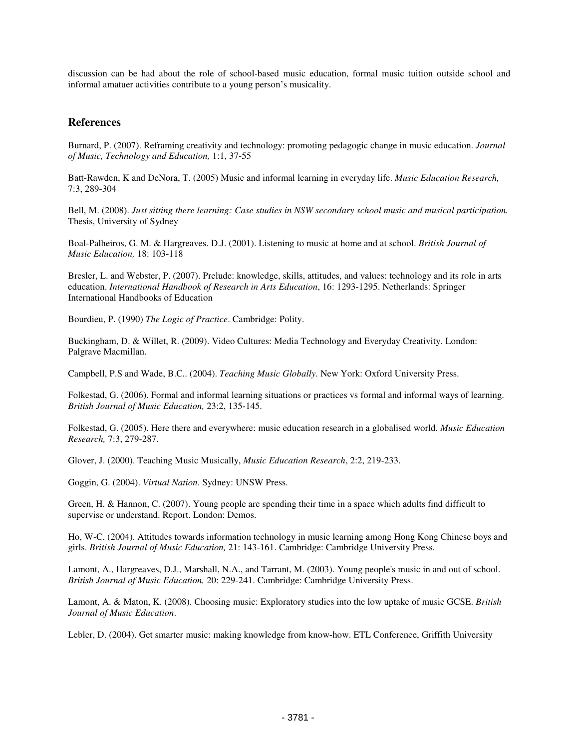discussion can be had about the role of school-based music education, formal music tuition outside school and informal amatuer activities contribute to a young person's musicality.

## References

Burnard, P. (2007). Reframing creativity and technology: promoting pedagogic change in music education. *Journal of Music, Technology and Education,* 1:1, 37-55

Batt-Rawden, K and DeNora, T. (2005) Music and informal learning in everyday life. *Music Education Research,* 7:3, 289-304

Bell, M. (2008). *Just sitting there learning: Case studies in NSW secondary school music and musical participation.* Thesis, University of Sydney

Boal-Palheiros, G. M. & Hargreaves. D.J. (2001). Listening to music at home and at school. *British Journal of Music Education,* 18: 103-118

Bresler, L. and Webster, P. (2007). Prelude: knowledge, skills, attitudes, and values: technology and its role in arts education. *International Handbook of Research in Arts Education*, 16: 1293-1295. Netherlands: Springer International Handbooks of Education

Bourdieu, P. (1990) *The Logic of Practice*. Cambridge: Polity.

Buckingham, D. & Willet, R. (2009). Video Cultures: Media Technology and Everyday Creativity. London: Palgrave Macmillan.

Campbell, P.S and Wade, B.C.. (2004). *Teaching Music Globally*. New York: Oxford University Press.

Folkestad, G. (2006). Formal and informal learning situations or practices vs formal and informal ways of learning. *British Journal of Music Education,* 23:2, 135-145.

Folkestad, G. (2005). Here there and everywhere: music education research in a globalised world. *Music Education Research,* 7:3, 279-287.

Glover, J. (2000). Teaching Music Musically, *Music Education Research*, 2:2, 219-233.

Goggin, G. (2004). *Virtual Nation*. Sydney: UNSW Press.

Green, H. & Hannon, C. (2007). Young people are spending their time in a space which adults find difficult to supervise or understand. Report. London: Demos.

Ho, W-C. (2004). Attitudes towards information technology in music learning among Hong Kong Chinese boys and girls. *British Journal of Music Education,* 21: 143-161. Cambridge: Cambridge University Press.

Lamont, A., Hargreaves, D.J., Marshall, N.A., and Tarrant, M. (2003). Young people's music in and out of school. *British Journal of Music Education,* 20: 229-241. Cambridge: Cambridge University Press.

Lamont, A. & Maton, K. (2008). Choosing music: Exploratory studies into the low uptake of music GCSE. *British Journal of Music Education*.

Lebler, D. (2004). Get smarter music: making knowledge from know-how. ETL Conference, Griffith University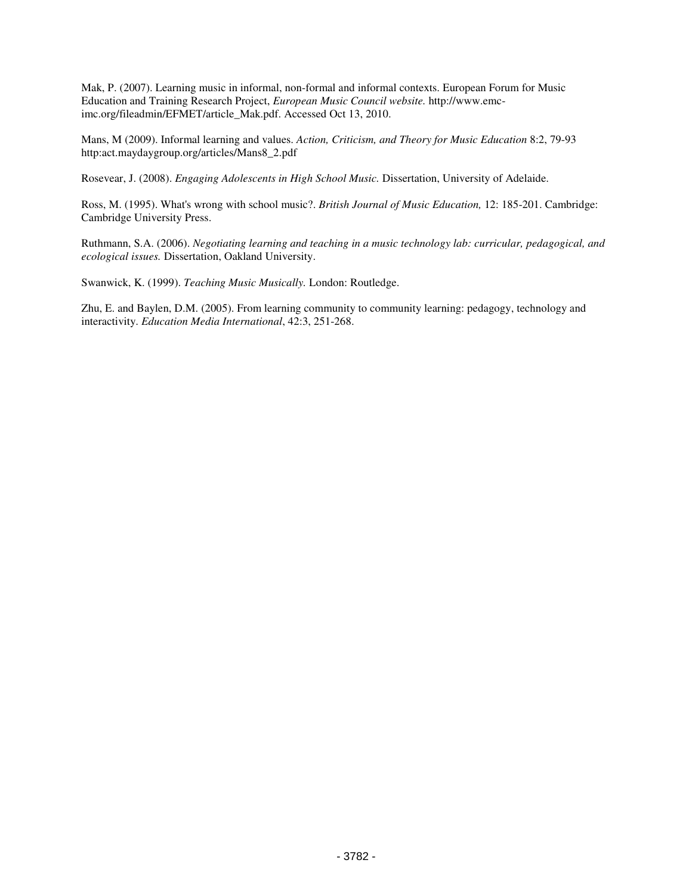Mak, P. (2007). Learning music in informal, non-formal and informal contexts. European Forum for Music Education and Training Research Project, *European Music Council website.* http://www.emc-imc.org/fileadmin/EFMET/article_Mak.pdf. Accessed Oct 13, 2010.

Mans, M (2009). Informal learning and values. *Action, Criticism, and Theory for Music Education* 8:2, 79-93 http:act.maydaygroup.org/articles/Mans8_2.pdf

Rosevear, J. (2008). *Engaging Adolescents in High School Music.* Dissertation, University of Adelaide.

Ross, M. (1995). What's wrong with school music?. *British Journal of Music Education,* 12: 185-201. Cambridge: Cambridge University Press.

Ruthmann, S.A. (2006). *Negotiating learning and teaching in a music technology lab: curricular, pedagogical, and ecological issues.* Dissertation, Oakland University.

Swanwick, K. (1999). *Teaching Music Musically.* London: Routledge.

Zhu, E. and Baylen, D.M. (2005). From learning community to community learning: pedagogy, technology and interactivity. *Education Media International*, 42:3, 251-268.